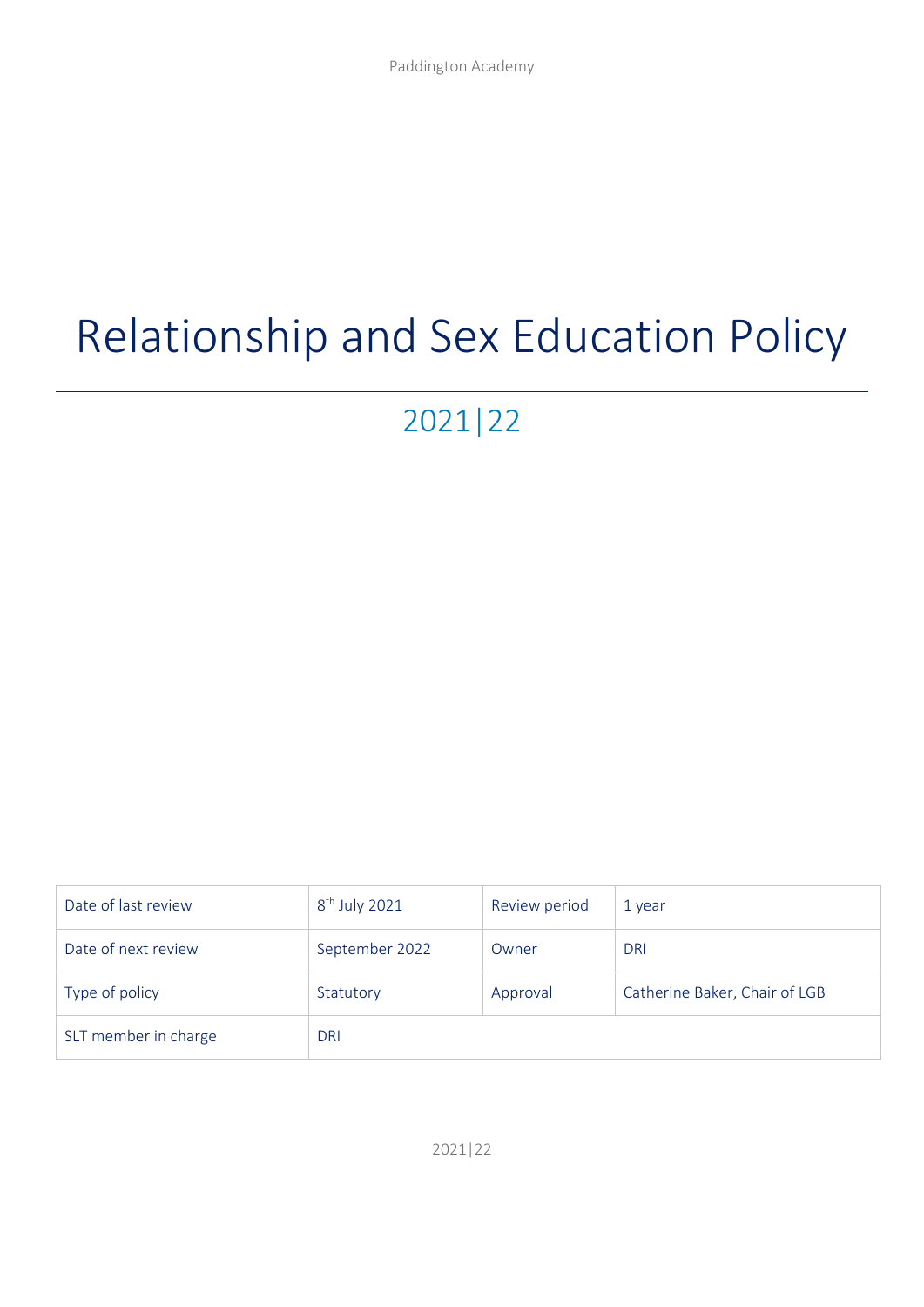Paddington Academy

# Relationship and Sex Education Policy

## 2021|22

| Date of last review | 8th July 2021 | Review period | 1 year |
|---|---|---|---|
| Date of next review | September 2022 | Owner | DRI |
| Type of policy | Statutory | Approval | Catherine Baker, Chair of LGB |
| SLT member in charge | DRI | | |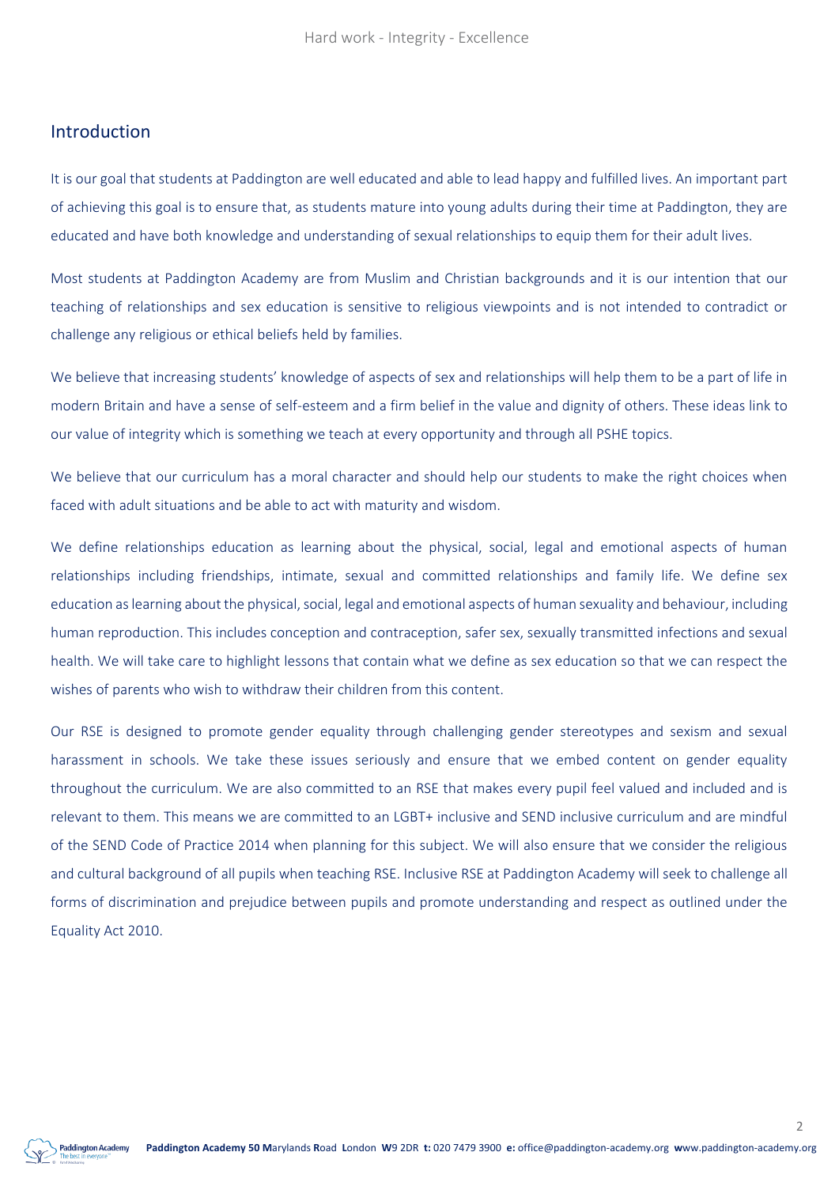## Introduction

It is our goal that students at Paddington are well educated and able to lead happy and fulfilled lives. An important part of achieving this goal is to ensure that, as students mature into young adults during their time at Paddington, they are educated and have both knowledge and understanding of sexual relationships to equip them for their adult lives.

Most students at Paddington Academy are from Muslim and Christian backgrounds and it is our intention that our teaching of relationships and sex education is sensitive to religious viewpoints and is not intended to contradict or challenge any religious or ethical beliefs held by families.

We believe that increasing students' knowledge of aspects of sex and relationships will help them to be a part of life in modern Britain and have a sense of self-esteem and a firm belief in the value and dignity of others. These ideas link to our value of integrity which is something we teach at every opportunity and through all PSHE topics.

We believe that our curriculum has a moral character and should help our students to make the right choices when faced with adult situations and be able to act with maturity and wisdom.

We define relationships education as learning about the physical, social, legal and emotional aspects of human relationships including friendships, intimate, sexual and committed relationships and family life. We define sex education as learning about the physical, social, legal and emotional aspects of human sexuality and behaviour, including human reproduction. This includes conception and contraception, safer sex, sexually transmitted infections and sexual health. We will take care to highlight lessons that contain what we define as sex education so that we can respect the wishes of parents who wish to withdraw their children from this content.

Our RSE is designed to promote gender equality through challenging gender stereotypes and sexism and sexual harassment in schools. We take these issues seriously and ensure that we embed content on gender equality throughout the curriculum. We are also committed to an RSE that makes every pupil feel valued and included and is relevant to them. This means we are committed to an LGBT+ inclusive and SEND inclusive curriculum and are mindful of the SEND Code of Practice 2014 when planning for this subject. We will also ensure that we consider the religious and cultural background of all pupils when teaching RSE. Inclusive RSE at Paddington Academy will seek to challenge all forms of discrimination and prejudice between pupils and promote understanding and respect as outlined under the Equality Act 2010.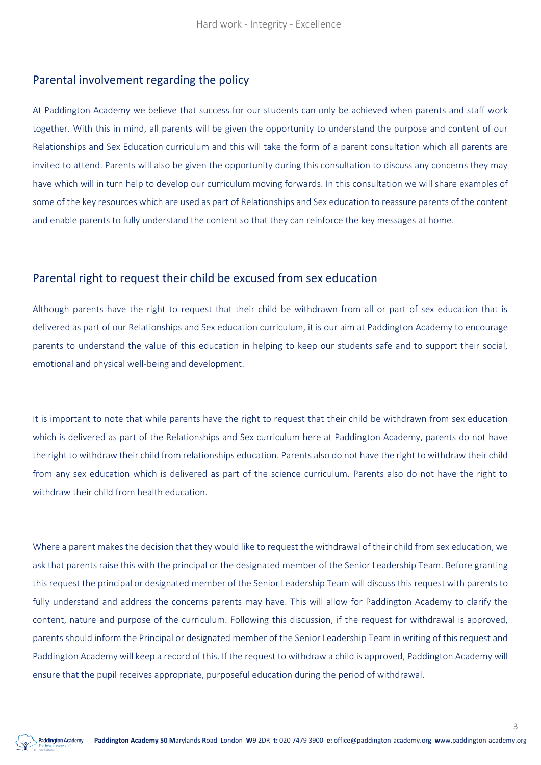## Parental involvement regarding the policy

At Paddington Academy we believe that success for our students can only be achieved when parents and staff work together. With this in mind, all parents will be given the opportunity to understand the purpose and content of our Relationships and Sex Education curriculum and this will take the form of a parent consultation which all parents are invited to attend. Parents will also be given the opportunity during this consultation to discuss any concerns they may have which will in turn help to develop our curriculum moving forwards. In this consultation we will share examples of some of the key resources which are used as part of Relationships and Sex education to reassure parents of the content and enable parents to fully understand the content so that they can reinforce the key messages at home.

## Parental right to request their child be excused from sex education

Although parents have the right to request that their child be withdrawn from all or part of sex education that is delivered as part of our Relationships and Sex education curriculum, it is our aim at Paddington Academy to encourage parents to understand the value of this education in helping to keep our students safe and to support their social, emotional and physical well-being and development.

It is important to note that while parents have the right to request that their child be withdrawn from sex education which is delivered as part of the Relationships and Sex curriculum here at Paddington Academy, parents do not have the right to withdraw their child from relationships education. Parents also do not have the right to withdraw their child from any sex education which is delivered as part of the science curriculum. Parents also do not have the right to withdraw their child from health education.

Where a parent makes the decision that they would like to request the withdrawal of their child from sex education, we ask that parents raise this with the principal or the designated member of the Senior Leadership Team. Before granting this request the principal or designated member of the Senior Leadership Team will discuss this request with parents to fully understand and address the concerns parents may have. This will allow for Paddington Academy to clarify the content, nature and purpose of the curriculum. Following this discussion, if the request for withdrawal is approved, parents should inform the Principal or designated member of the Senior Leadership Team in writing of this request and Paddington Academy will keep a record of this. If the request to withdraw a child is approved, Paddington Academy will ensure that the pupil receives appropriate, purposeful education during the period of withdrawal.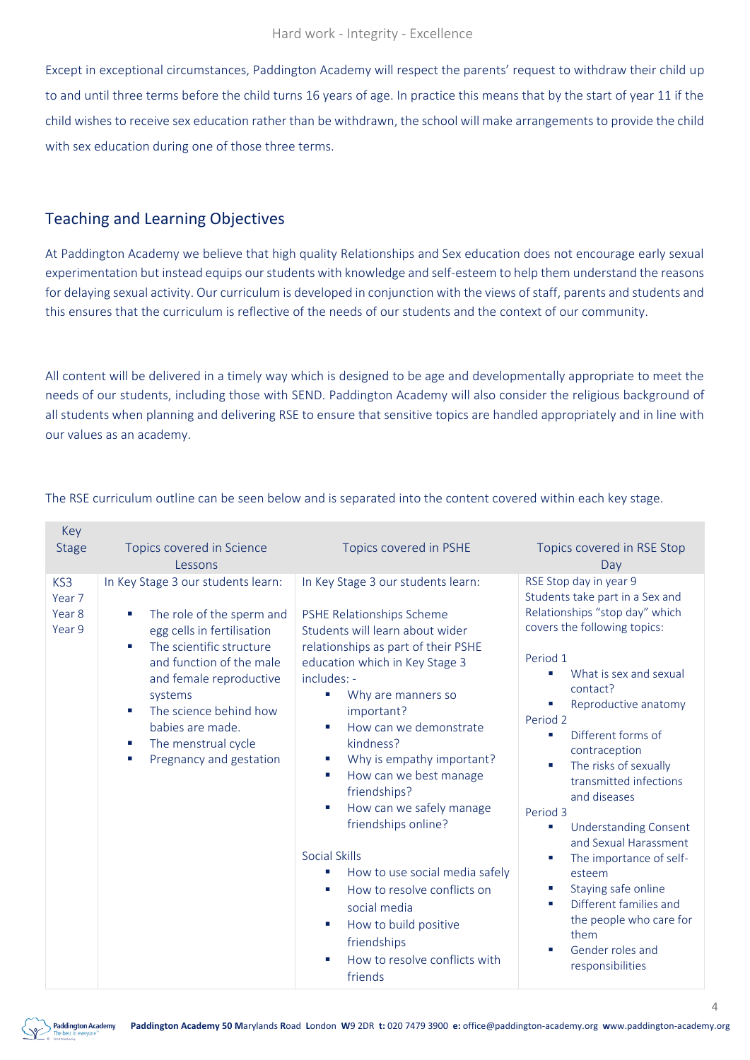Except in exceptional circumstances, Paddington Academy will respect the parents' request to withdraw their child up to and until three terms before the child turns 16 years of age. In practice this means that by the start of year 11 if the child wishes to receive sex education rather than be withdrawn, the school will make arrangements to provide the child with sex education during one of those three terms.

## Teaching and Learning Objectives

At Paddington Academy we believe that high quality Relationships and Sex education does not encourage early sexual experimentation but instead equips our students with knowledge and self-esteem to help them understand the reasons for delaying sexual activity. Our curriculum is developed in conjunction with the views of staff, parents and students and this ensures that the curriculum is reflective of the needs of our students and the context of our community.

All content will be delivered in a timely way which is designed to be age and developmentally appropriate to meet the needs of our students, including those with SEND. Paddington Academy will also consider the religious background of all students when planning and delivering RSE to ensure that sensitive topics are handled appropriately and in line with our values as an academy.

The RSE curriculum outline can be seen below and is separated into the content covered within each key stage.

| Key Stage | Topics covered in Science Lessons | Topics covered in PSHE | Topics covered in RSE Stop Day |
|---|---|---|---|
| KS3<br>Year 7<br>Year 8<br>Year 9 | In Key Stage 3 our students learn:<br>▪ The role of the sperm and egg cells in fertilisation<br>▪ The scientific structure and function of the male and female reproductive systems<br>▪ The science behind how babies are made.<br>▪ The menstrual cycle<br>▪ Pregnancy and gestation | In Key Stage 3 our students learn:<br><br>PSHE Relationships Scheme<br>Students will learn about wider relationships as part of their PSHE education which in Key Stage 3 includes: -<br>▪ Why are manners so important?<br>▪ How can we demonstrate kindness?<br>▪ Why is empathy important?<br>▪ How can we best manage friendships?<br>▪ How can we safely manage friendships online?<br><br>Social Skills<br>▪ How to use social media safely<br>▪ How to resolve conflicts on social media<br>▪ How to build positive friendships<br>▪ How to resolve conflicts with friends | RSE Stop day in year 9<br>Students take part in a Sex and Relationships "stop day" which covers the following topics:<br><br>Period 1<br>▪ What is sex and sexual contact?<br>▪ Reproductive anatomy<br>Period 2<br>▪ Different forms of contraception<br>▪ The risks of sexually transmitted infections and diseases<br>Period 3<br>▪ Understanding Consent and Sexual Harassment<br>▪ The importance of self-esteem<br>▪ Staying safe online<br>▪ Different families and the people who care for them<br>▪ Gender roles and responsibilities |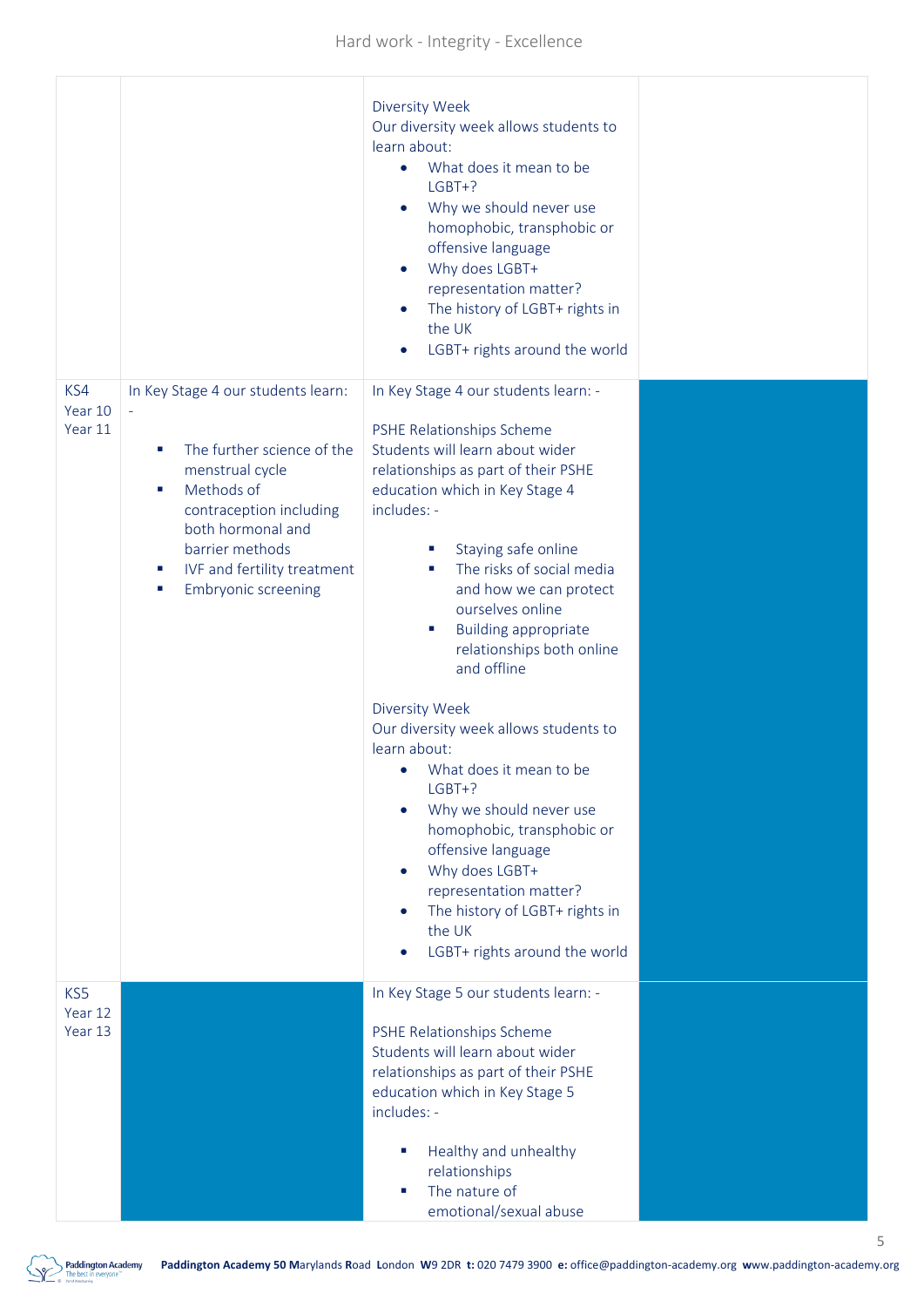| | | | |
|---|---|---|---|
| | | Diversity Week<br>Our diversity week allows students to learn about:<br>• What does it mean to be LGBT+?<br>• Why we should never use homophobic, transphobic or offensive language<br>• Why does LGBT+ representation matter?<br>• The history of LGBT+ rights in the UK<br>• LGBT+ rights around the world | |
| KS4<br>Year 10<br>Year 11 | In Key Stage 4 our students learn: -<br>▪ The further science of the menstrual cycle<br>▪ Methods of contraception including both hormonal and barrier methods<br>▪ IVF and fertility treatment<br>▪ Embryonic screening | In Key Stage 4 our students learn: -<br><br>PSHE Relationships Scheme<br>Students will learn about wider relationships as part of their PSHE education which in Key Stage 4 includes: -<br>▪ Staying safe online<br>▪ The risks of social media and how we can protect ourselves online<br>▪ Building appropriate relationships both online and offline<br><br>Diversity Week<br>Our diversity week allows students to learn about:<br>• What does it mean to be LGBT+?<br>• Why we should never use homophobic, transphobic or offensive language<br>• Why does LGBT+ representation matter?<br>• The history of LGBT+ rights in the UK<br>• LGBT+ rights around the world | |
| KS5<br>Year 12<br>Year 13 | | In Key Stage 5 our students learn: -<br><br>PSHE Relationships Scheme<br>Students will learn about wider relationships as part of their PSHE education which in Key Stage 5 includes: -<br>▪ Healthy and unhealthy relationships<br>▪ The nature of emotional/sexual abuse | |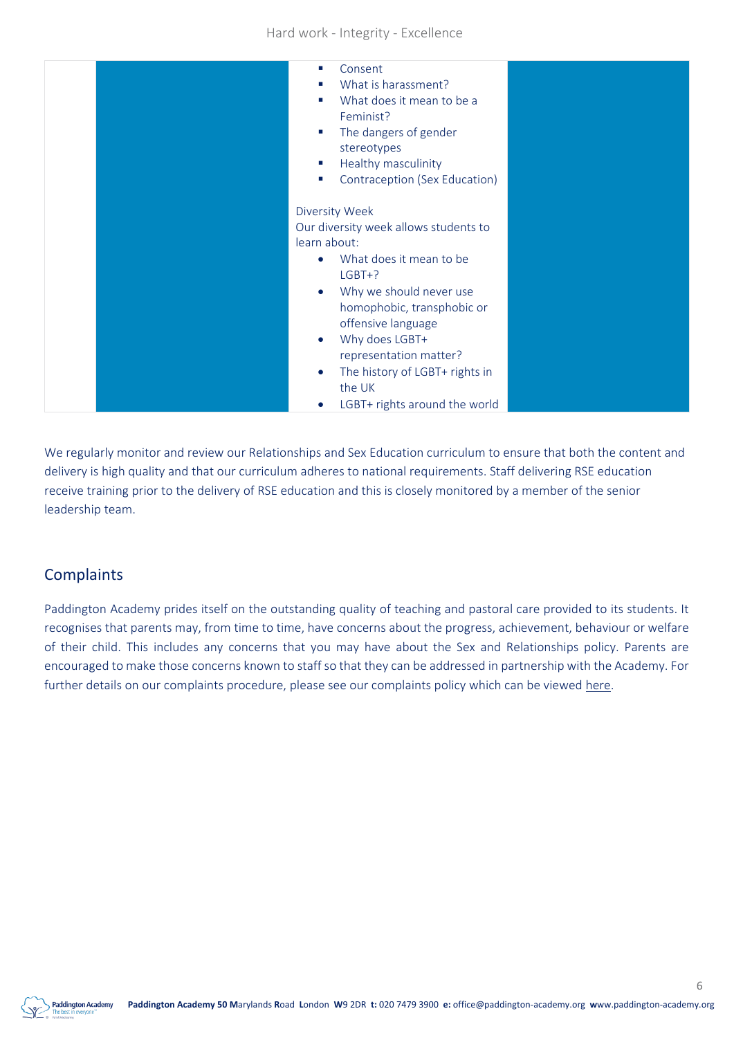| | | | |
|---|---|---|---|
| | | - Consent<br>- What is harassment?<br>- What does it mean to be a Feminist?<br>- The dangers of gender stereotypes<br>- Healthy masculinity<br>- Contraception (Sex Education)<br><br>Diversity Week<br>Our diversity week allows students to learn about:<br>- What does it mean to be LGBT+?<br>- Why we should never use homophobic, transphobic or offensive language<br>- Why does LGBT+ representation matter?<br>- The history of LGBT+ rights in the UK<br>- LGBT+ rights around the world | |

We regularly monitor and review our Relationships and Sex Education curriculum to ensure that both the content and delivery is high quality and that our curriculum adheres to national requirements. Staff delivering RSE education receive training prior to the delivery of RSE education and this is closely monitored by a member of the senior leadership team.

## Complaints

Paddington Academy prides itself on the outstanding quality of teaching and pastoral care provided to its students. It recognises that parents may, from time to time, have concerns about the progress, achievement, behaviour or welfare of their child. This includes any concerns that you may have about the Sex and Relationships policy. Parents are encouraged to make those concerns known to staff so that they can be addressed in partnership with the Academy. For further details on our complaints procedure, please see our complaints policy which can be viewed here.